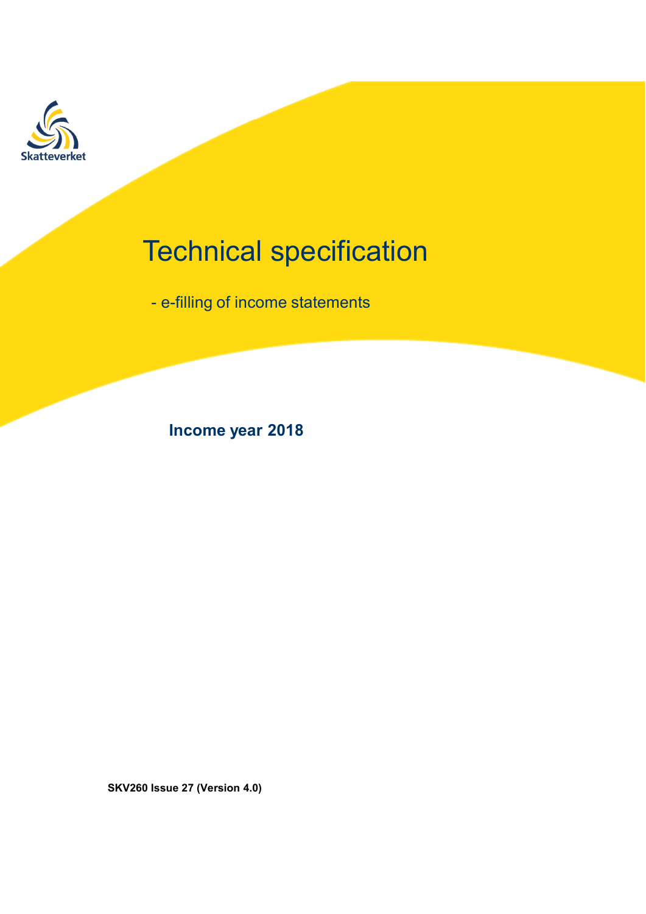Skatteverket

# Technical specification

- e-filling of income statements

**Income year 2018**

**SKV260 Issue 27 (Version 4.0)**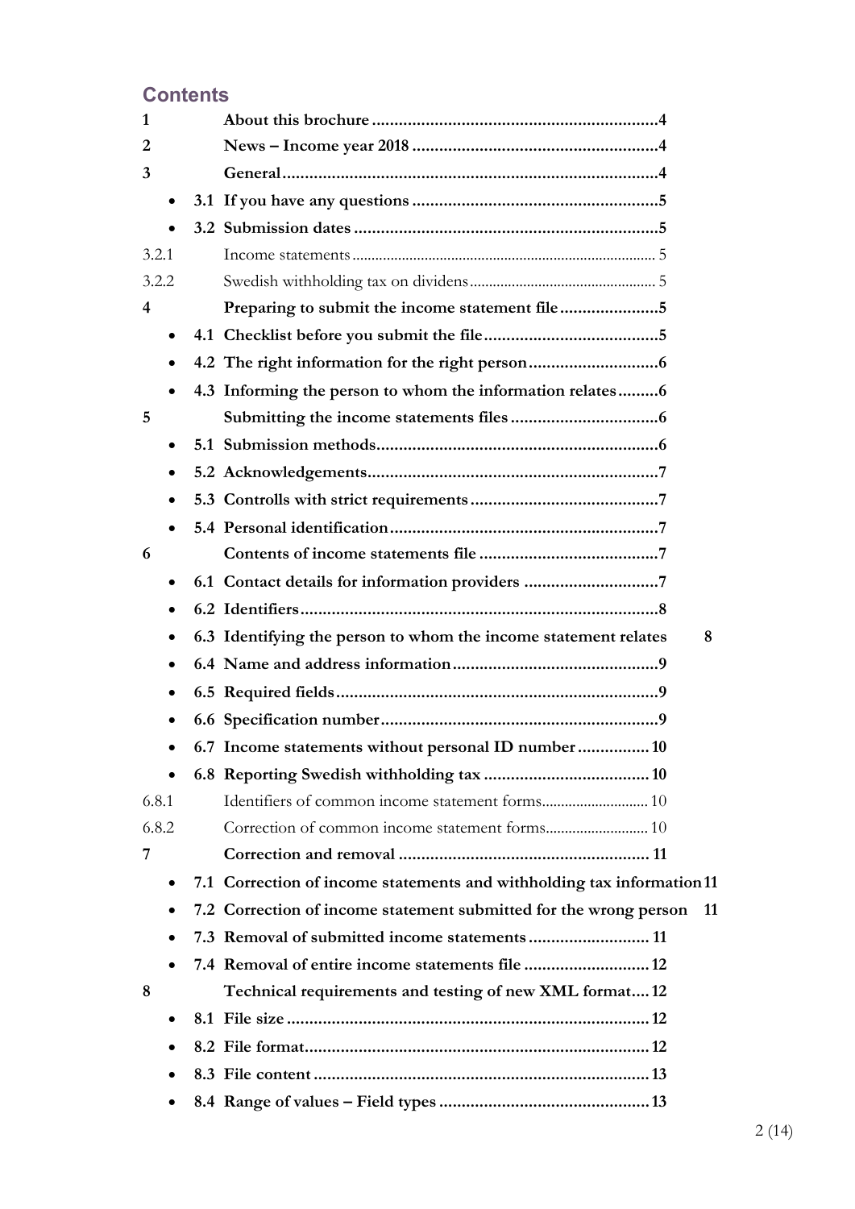## Contents

**1 About this brochure** ... 4

**2 News – Income year 2018** ... 4

**3 General** ... 4

- **3.1 If you have any questions** ... 5
- **3.2 Submission dates** ... 5

3.2.1 Income statements ... 5

3.2.2 Swedish withholding tax on dividens ... 5

**4 Preparing to submit the income statement file** ... 5

- **4.1 Checklist before you submit the file** ... 5
- **4.2 The right information for the right person** ... 6
- **4.3 Informing the person to whom the information relates** ... 6

**5 Submitting the income statements files** ... 6

- **5.1 Submission methods** ... 6
- **5.2 Acknowledgements** ... 7
- **5.3 Controlls with strict requirements** ... 7
- **5.4 Personal identification** ... 7

**6 Contents of income statements file** ... 7

- **6.1 Contact details for information providers** ... 7
- **6.2 Identifiers** ... 8
- **6.3 Identifying the person to whom the income statement relates** 8
- **6.4 Name and address information** ... 9
- **6.5 Required fields** ... 9
- **6.6 Specification number** ... 9
- **6.7 Income statements without personal ID number** ... 10
- **6.8 Reporting Swedish withholding tax** ... 10

6.8.1 Identifiers of common income statement forms ... 10

6.8.2 Correction of common income statement forms ... 10

**7 Correction and removal** ... 11

- **7.1 Correction of income statements and withholding tax information** 11
- **7.2 Correction of income statement submitted for the wrong person** 11
- **7.3 Removal of submitted income statements** ... 11
- **7.4 Removal of entire income statements file** ... 12

**8 Technical requirements and testing of new XML format** ... 12

- **8.1 File size** ... 12
- **8.2 File format** ... 12
- **8.3 File content** ... 13
- **8.4 Range of values – Field types** ... 13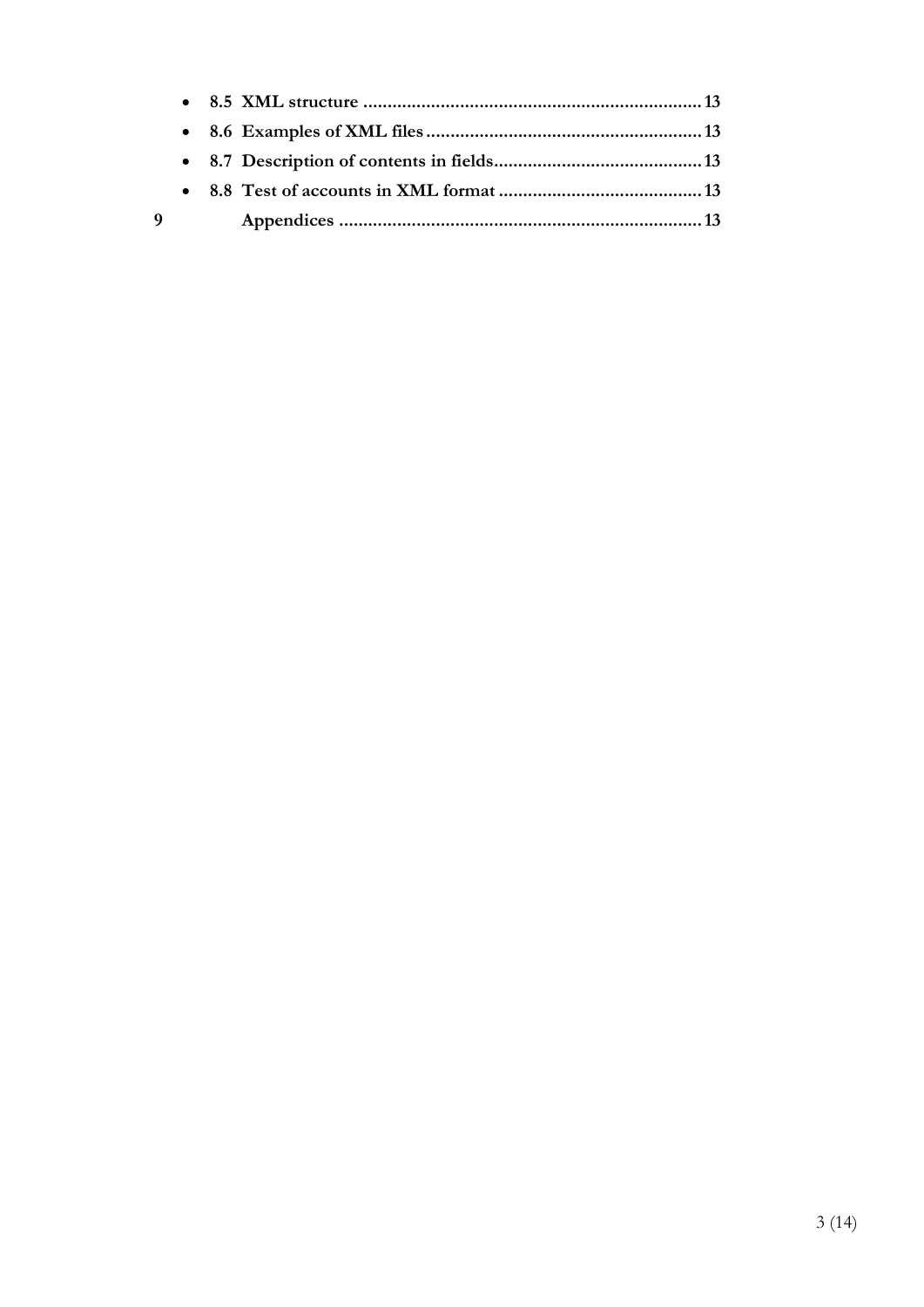- **8.5 XML structure ....................................................................... 13**
- **8.6 Examples of XML files ........................................................ 13**
- **8.7 Description of contents in fields.......................................... 13**
- **8.8 Test of accounts in XML format ......................................... 13**

**9 Appendices ........................................................................... 13**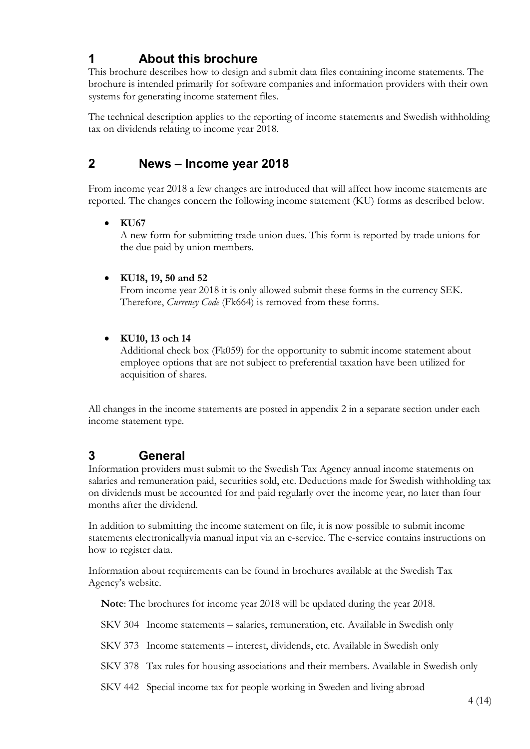# 1 About this brochure

This brochure describes how to design and submit data files containing income statements. The brochure is intended primarily for software companies and information providers with their own systems for generating income statement files.

The technical description applies to the reporting of income statements and Swedish withholding tax on dividends relating to income year 2018.

# 2 News – Income year 2018

From income year 2018 a few changes are introduced that will affect how income statements are reported. The changes concern the following income statement (KU) forms as described below.

- **KU67**
  A new form for submitting trade union dues. This form is reported by trade unions for the due paid by union members.

- **KU18, 19, 50 and 52**
  From income year 2018 it is only allowed submit these forms in the currency SEK. Therefore, *Currency Code* (Fk664) is removed from these forms.

- **KU10, 13 och 14**
  Additional check box (Fk059) for the opportunity to submit income statement about employee options that are not subject to preferential taxation have been utilized for acquisition of shares.

All changes in the income statements are posted in appendix 2 in a separate section under each income statement type.

# 3 General

Information providers must submit to the Swedish Tax Agency annual income statements on salaries and remuneration paid, securities sold, etc. Deductions made for Swedish withholding tax on dividends must be accounted for and paid regularly over the income year, no later than four months after the dividend.

In addition to submitting the income statement on file, it is now possible to submit income statements electronicallyvia manual input via an e-service. The e-service contains instructions on how to register data.

Information about requirements can be found in brochures available at the Swedish Tax Agency's website.

**Note**: The brochures for income year 2018 will be updated during the year 2018.

SKV 304 Income statements – salaries, remuneration, etc. Available in Swedish only

SKV 373 Income statements – interest, dividends, etc. Available in Swedish only

SKV 378 Tax rules for housing associations and their members. Available in Swedish only

SKV 442 Special income tax for people working in Sweden and living abroad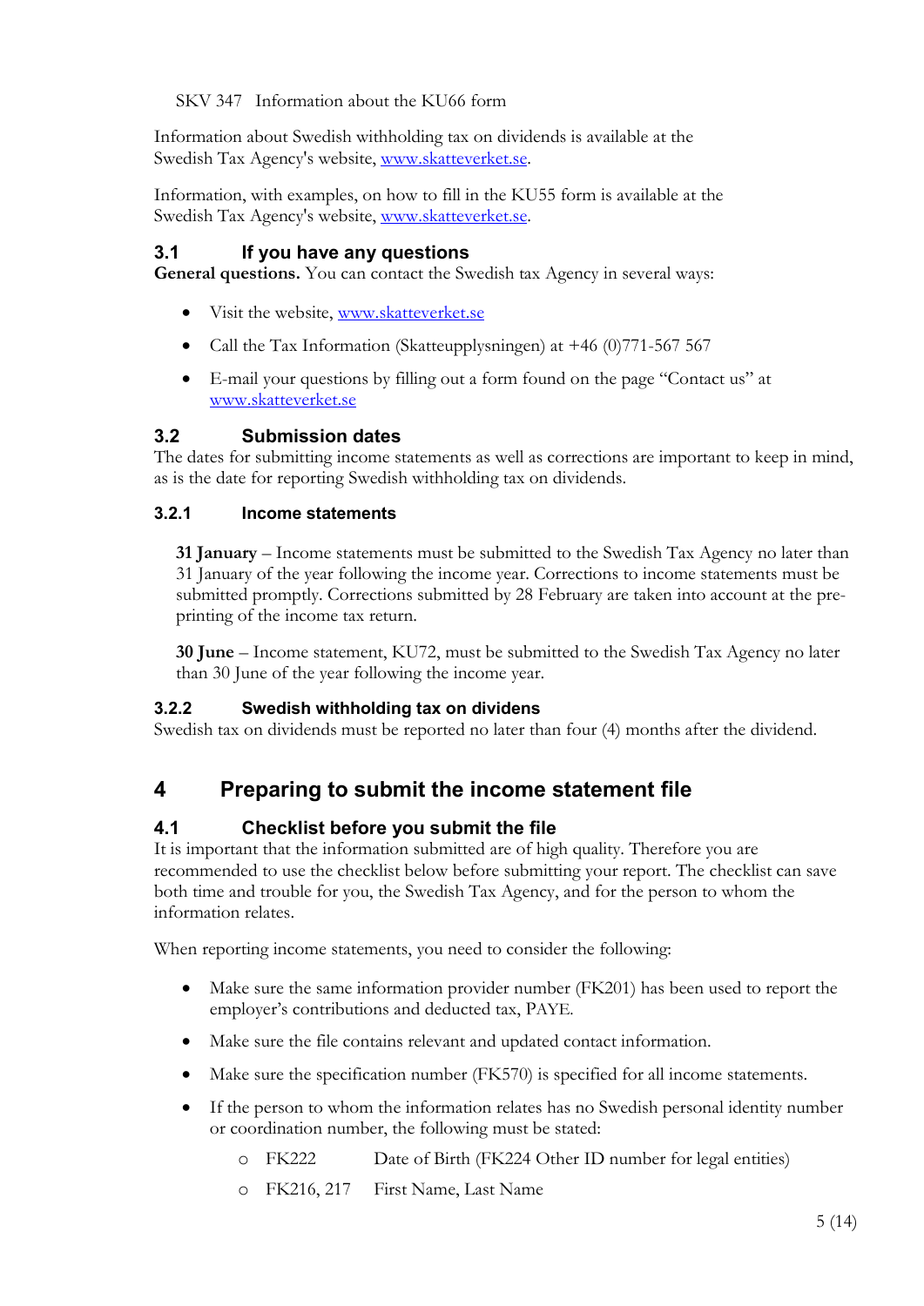SKV 347 Information about the KU66 form

Information about Swedish withholding tax on dividends is available at the Swedish Tax Agency's website, www.skatteverket.se.

Information, with examples, on how to fill in the KU55 form is available at the Swedish Tax Agency's website, www.skatteverket.se.

### 3.1 If you have any questions

**General questions.** You can contact the Swedish tax Agency in several ways:

- Visit the website, www.skatteverket.se
- Call the Tax Information (Skatteupplysningen) at +46 (0)771-567 567
- E-mail your questions by filling out a form found on the page “Contact us” at www.skatteverket.se

### 3.2 Submission dates

The dates for submitting income statements as well as corrections are important to keep in mind, as is the date for reporting Swedish withholding tax on dividends.

#### 3.2.1 Income statements

**31 January** – Income statements must be submitted to the Swedish Tax Agency no later than 31 January of the year following the income year. Corrections to income statements must be submitted promptly. Corrections submitted by 28 February are taken into account at the pre-printing of the income tax return.

**30 June** – Income statement, KU72, must be submitted to the Swedish Tax Agency no later than 30 June of the year following the income year.

#### 3.2.2 Swedish withholding tax on dividens

Swedish tax on dividends must be reported no later than four (4) months after the dividend.

## 4 Preparing to submit the income statement file

### 4.1 Checklist before you submit the file

It is important that the information submitted are of high quality. Therefore you are recommended to use the checklist below before submitting your report. The checklist can save both time and trouble for you, the Swedish Tax Agency, and for the person to whom the information relates.

When reporting income statements, you need to consider the following:

- Make sure the same information provider number (FK201) has been used to report the employer’s contributions and deducted tax, PAYE.
- Make sure the file contains relevant and updated contact information.
- Make sure the specification number (FK570) is specified for all income statements.
- If the person to whom the information relates has no Swedish personal identity number or coordination number, the following must be stated:
  - FK222 Date of Birth (FK224 Other ID number for legal entities)
  - FK216, 217 First Name, Last Name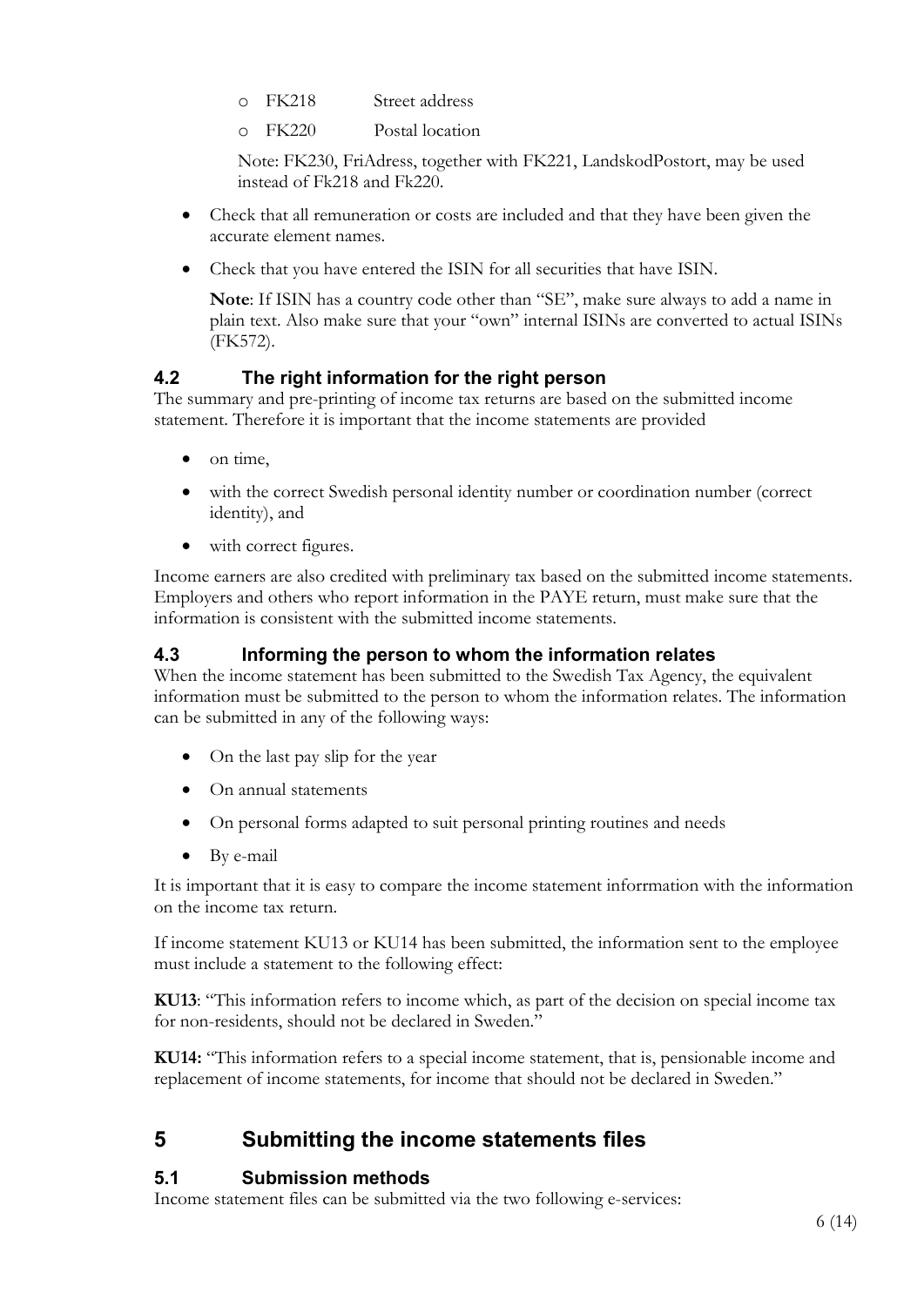- FK218 Street address
    - FK220 Postal location

  Note: FK230, FriAdress, together with FK221, LandskodPostort, may be used instead of Fk218 and Fk220.

- Check that all remuneration or costs are included and that they have been given the accurate element names.
- Check that you have entered the ISIN for all securities that have ISIN.

  **Note**: If ISIN has a country code other than "SE", make sure always to add a name in plain text. Also make sure that your "own" internal ISINs are converted to actual ISINs (FK572).

### 4.2 The right information for the right person

The summary and pre-printing of income tax returns are based on the submitted income statement. Therefore it is important that the income statements are provided

- on time,
- with the correct Swedish personal identity number or coordination number (correct identity), and
- with correct figures.

Income earners are also credited with preliminary tax based on the submitted income statements. Employers and others who report information in the PAYE return, must make sure that the information is consistent with the submitted income statements.

### 4.3 Informing the person to whom the information relates

When the income statement has been submitted to the Swedish Tax Agency, the equivalent information must be submitted to the person to whom the information relates. The information can be submitted in any of the following ways:

- On the last pay slip for the year
- On annual statements
- On personal forms adapted to suit personal printing routines and needs
- By e-mail

It is important that it is easy to compare the income statement inforrmation with the information on the income tax return.

If income statement KU13 or KU14 has been submitted, the information sent to the employee must include a statement to the following effect:

**KU13**: "This information refers to income which, as part of the decision on special income tax for non-residents, should not be declared in Sweden."

**KU14:** "This information refers to a special income statement, that is, pensionable income and replacement of income statements, for income that should not be declared in Sweden."

## 5 Submitting the income statements files

### 5.1 Submission methods

Income statement files can be submitted via the two following e-services: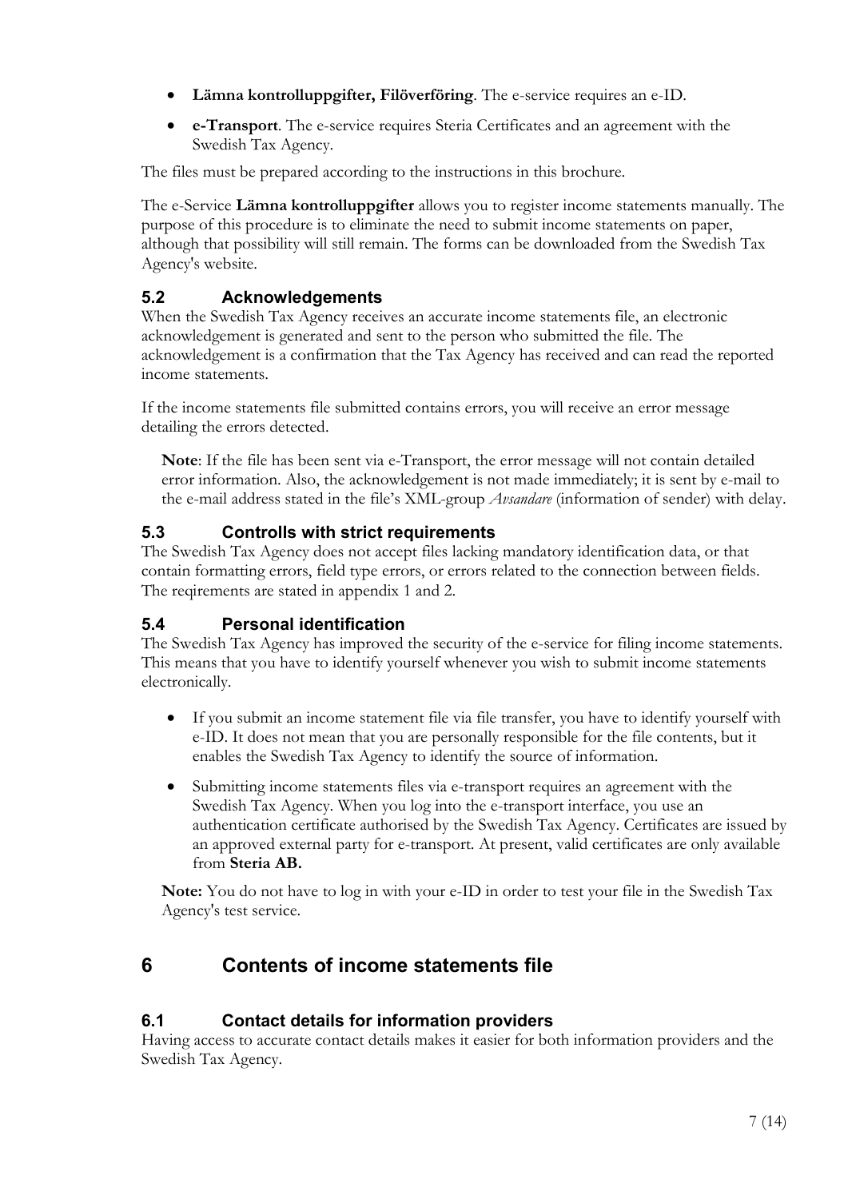- **Lämna kontrolluppgifter, Filöverföring**. The e-service requires an e-ID.
- **e-Transport**. The e-service requires Steria Certificates and an agreement with the Swedish Tax Agency.

The files must be prepared according to the instructions in this brochure.

The e-Service **Lämna kontrolluppgifter** allows you to register income statements manually. The purpose of this procedure is to eliminate the need to submit income statements on paper, although that possibility will still remain. The forms can be downloaded from the Swedish Tax Agency's website.

### 5.2 Acknowledgements

When the Swedish Tax Agency receives an accurate income statements file, an electronic acknowledgement is generated and sent to the person who submitted the file. The acknowledgement is a confirmation that the Tax Agency has received and can read the reported income statements.

If the income statements file submitted contains errors, you will receive an error message detailing the errors detected.

> **Note**: If the file has been sent via e-Transport, the error message will not contain detailed error information. Also, the acknowledgement is not made immediately; it is sent by e-mail to the e-mail address stated in the file's XML-group *Avsandare* (information of sender) with delay.

### 5.3 Controlls with strict requirements

The Swedish Tax Agency does not accept files lacking mandatory identification data, or that contain formatting errors, field type errors, or errors related to the connection between fields. The reqirements are stated in appendix 1 and 2.

### 5.4 Personal identification

The Swedish Tax Agency has improved the security of the e-service for filing income statements. This means that you have to identify yourself whenever you wish to submit income statements electronically.

- If you submit an income statement file via file transfer, you have to identify yourself with e-ID. It does not mean that you are personally responsible for the file contents, but it enables the Swedish Tax Agency to identify the source of information.
- Submitting income statements files via e-transport requires an agreement with the Swedish Tax Agency. When you log into the e-transport interface, you use an authentication certificate authorised by the Swedish Tax Agency. Certificates are issued by an approved external party for e-transport. At present, valid certificates are only available from **Steria AB.**

> **Note:** You do not have to log in with your e-ID in order to test your file in the Swedish Tax Agency's test service.

## 6 Contents of income statements file

### 6.1 Contact details for information providers

Having access to accurate contact details makes it easier for both information providers and the Swedish Tax Agency.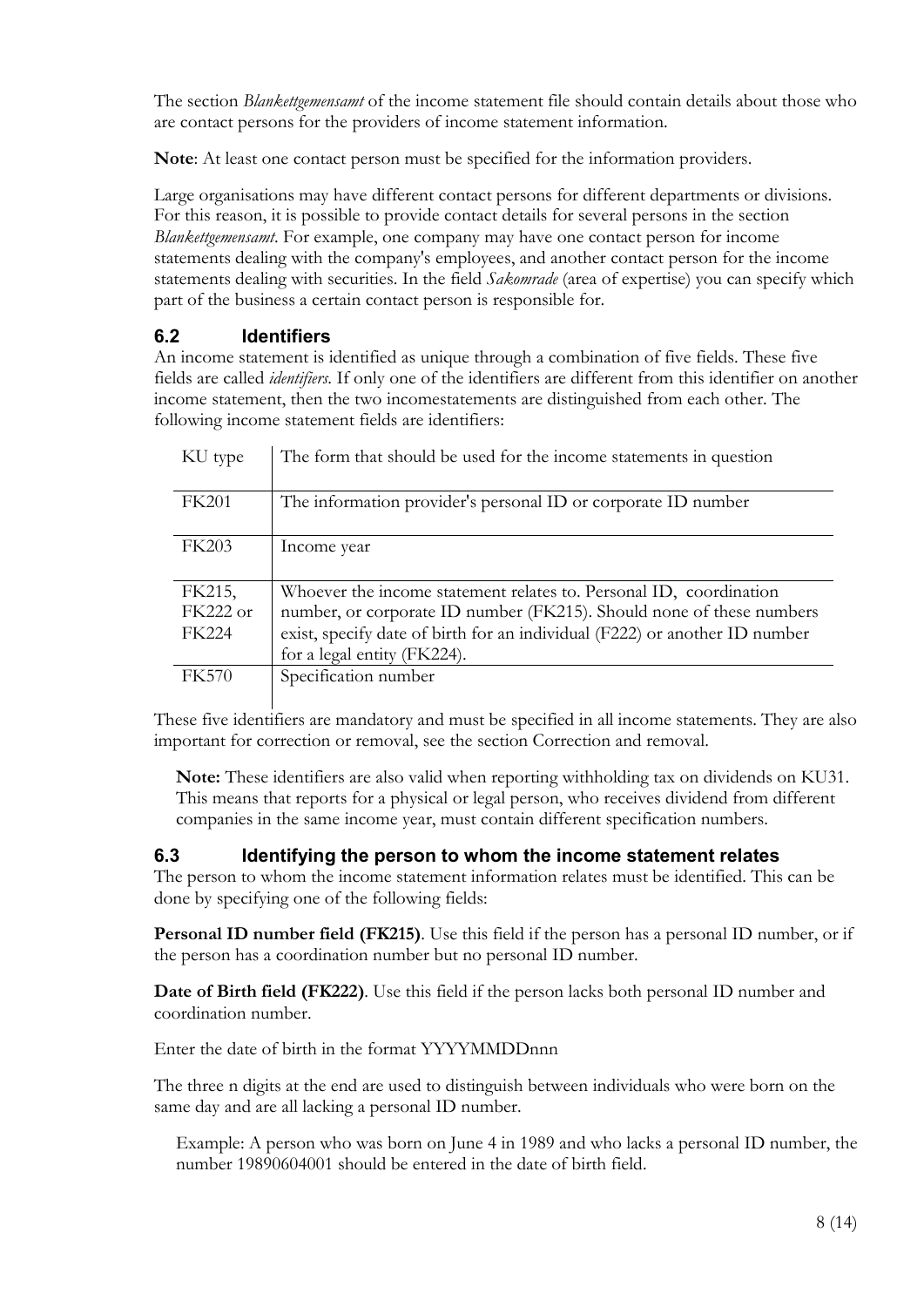The section *Blankettgemensamt* of the income statement file should contain details about those who are contact persons for the providers of income statement information.

**Note**: At least one contact person must be specified for the information providers.

Large organisations may have different contact persons for different departments or divisions. For this reason, it is possible to provide contact details for several persons in the section *Blankettgemensamt*. For example, one company may have one contact person for income statements dealing with the company's employees, and another contact person for the income statements dealing with securities. In the field *Sakomrade* (area of expertise) you can specify which part of the business a certain contact person is responsible for.

## 6.2 Identifiers

An income statement is identified as unique through a combination of five fields. These five fields are called *identifiers.* If only one of the identifiers are different from this identifier on another income statement, then the two incomestatements are distinguished from each other. The following income statement fields are identifiers:

| KU type | The form that should be used for the income statements in question |
|---|---|
| FK201 | The information provider's personal ID or corporate ID number |
| FK203 | Income year |
| FK215, FK222 or FK224 | Whoever the income statement relates to. Personal ID, coordination number, or corporate ID number (FK215). Should none of these numbers exist, specify date of birth for an individual (F222) or another ID number for a legal entity (FK224). |
| FK570 | Specification number |

These five identifiers are mandatory and must be specified in all income statements. They are also important for correction or removal, see the section Correction and removal.

> **Note:** These identifiers are also valid when reporting withholding tax on dividends on KU31. This means that reports for a physical or legal person, who receives dividend from different companies in the same income year, must contain different specification numbers.

## 6.3 Identifying the person to whom the income statement relates

The person to whom the income statement information relates must be identified. This can be done by specifying one of the following fields:

**Personal ID number field (FK215)**. Use this field if the person has a personal ID number, or if the person has a coordination number but no personal ID number.

**Date of Birth field (FK222)**. Use this field if the person lacks both personal ID number and coordination number.

Enter the date of birth in the format YYYYMMDDnnn

The three n digits at the end are used to distinguish between individuals who were born on the same day and are all lacking a personal ID number.

> Example: A person who was born on June 4 in 1989 and who lacks a personal ID number, the number 19890604001 should be entered in the date of birth field.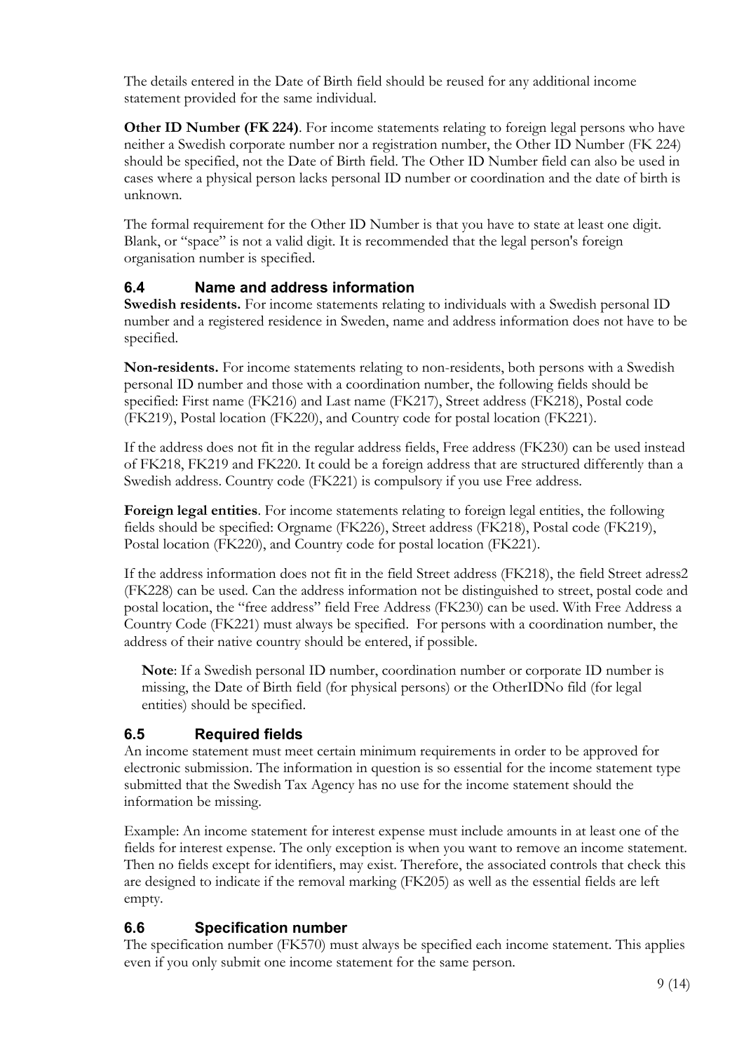The details entered in the Date of Birth field should be reused for any additional income statement provided for the same individual.

**Other ID Number (FK 224)**. For income statements relating to foreign legal persons who have neither a Swedish corporate number nor a registration number, the Other ID Number (FK 224) should be specified, not the Date of Birth field. The Other ID Number field can also be used in cases where a physical person lacks personal ID number or coordination and the date of birth is unknown.

The formal requirement for the Other ID Number is that you have to state at least one digit. Blank, or "space" is not a valid digit. It is recommended that the legal person's foreign organisation number is specified.

### 6.4 Name and address information

**Swedish residents.** For income statements relating to individuals with a Swedish personal ID number and a registered residence in Sweden, name and address information does not have to be specified.

**Non-residents.** For income statements relating to non-residents, both persons with a Swedish personal ID number and those with a coordination number, the following fields should be specified: First name (FK216) and Last name (FK217), Street address (FK218), Postal code (FK219), Postal location (FK220), and Country code for postal location (FK221).

If the address does not fit in the regular address fields, Free address (FK230) can be used instead of FK218, FK219 and FK220. It could be a foreign address that are structured differently than a Swedish address. Country code (FK221) is compulsory if you use Free address.

**Foreign legal entities**. For income statements relating to foreign legal entities, the following fields should be specified: Orgname (FK226), Street address (FK218), Postal code (FK219), Postal location (FK220), and Country code for postal location (FK221).

If the address information does not fit in the field Street address (FK218), the field Street adress2 (FK228) can be used. Can the address information not be distinguished to street, postal code and postal location, the "free address" field Free Address (FK230) can be used. With Free Address a Country Code (FK221) must always be specified. For persons with a coordination number, the address of their native country should be entered, if possible.

> **Note**: If a Swedish personal ID number, coordination number or corporate ID number is missing, the Date of Birth field (for physical persons) or the OtherIDNo fild (for legal entities) should be specified.

### 6.5 Required fields

An income statement must meet certain minimum requirements in order to be approved for electronic submission. The information in question is so essential for the income statement type submitted that the Swedish Tax Agency has no use for the income statement should the information be missing.

Example: An income statement for interest expense must include amounts in at least one of the fields for interest expense. The only exception is when you want to remove an income statement. Then no fields except for identifiers, may exist. Therefore, the associated controls that check this are designed to indicate if the removal marking (FK205) as well as the essential fields are left empty.

### 6.6 Specification number

The specification number (FK570) must always be specified each income statement. This applies even if you only submit one income statement for the same person.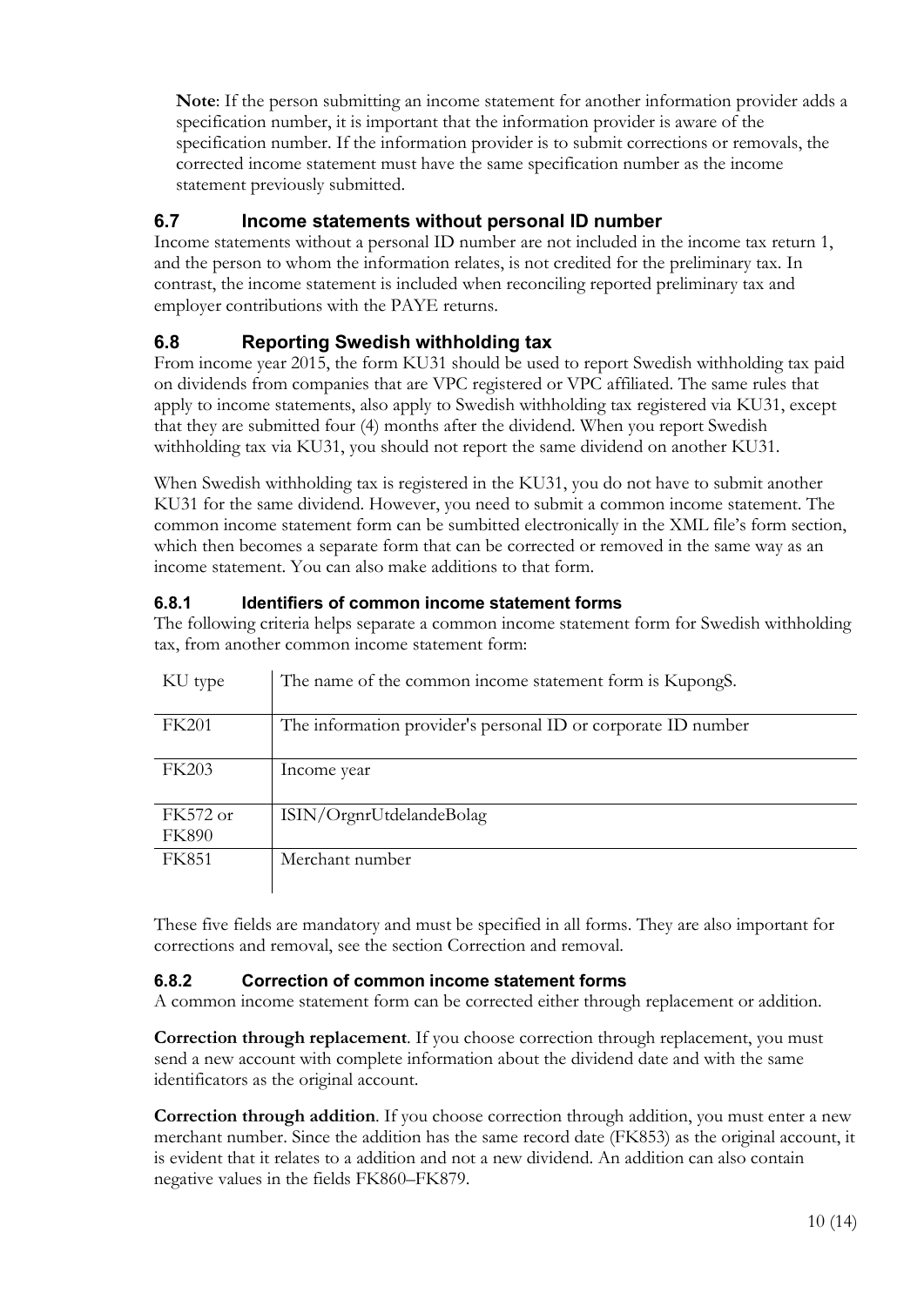**Note**: If the person submitting an income statement for another information provider adds a specification number, it is important that the information provider is aware of the specification number. If the information provider is to submit corrections or removals, the corrected income statement must have the same specification number as the income statement previously submitted.

## 6.7 Income statements without personal ID number

Income statements without a personal ID number are not included in the income tax return 1, and the person to whom the information relates, is not credited for the preliminary tax. In contrast, the income statement is included when reconciling reported preliminary tax and employer contributions with the PAYE returns.

## 6.8 Reporting Swedish withholding tax

From income year 2015, the form KU31 should be used to report Swedish withholding tax paid on dividends from companies that are VPC registered or VPC affiliated. The same rules that apply to income statements, also apply to Swedish withholding tax registered via KU31, except that they are submitted four (4) months after the dividend. When you report Swedish withholding tax via KU31, you should not report the same dividend on another KU31.

When Swedish withholding tax is registered in the KU31, you do not have to submit another KU31 for the same dividend. However, you need to submit a common income statement. The common income statement form can be sumbitted electronically in the XML file's form section, which then becomes a separate form that can be corrected or removed in the same way as an income statement. You can also make additions to that form.

### 6.8.1 Identifiers of common income statement forms

The following criteria helps separate a common income statement form for Swedish withholding tax, from another common income statement form:

| KU type | The name of the common income statement form is KupongS. |
|---|---|
| FK201 | The information provider's personal ID or corporate ID number |
| FK203 | Income year |
| FK572 or FK890 | ISIN/OrgnrUtdelandeBolag |
| FK851 | Merchant number |

These five fields are mandatory and must be specified in all forms. They are also important for corrections and removal, see the section Correction and removal.

### 6.8.2 Correction of common income statement forms

A common income statement form can be corrected either through replacement or addition.

**Correction through replacement**. If you choose correction through replacement, you must send a new account with complete information about the dividend date and with the same identificators as the original account.

**Correction through addition**. If you choose correction through addition, you must enter a new merchant number. Since the addition has the same record date (FK853) as the original account, it is evident that it relates to a addition and not a new dividend. An addition can also contain negative values in the fields FK860–FK879.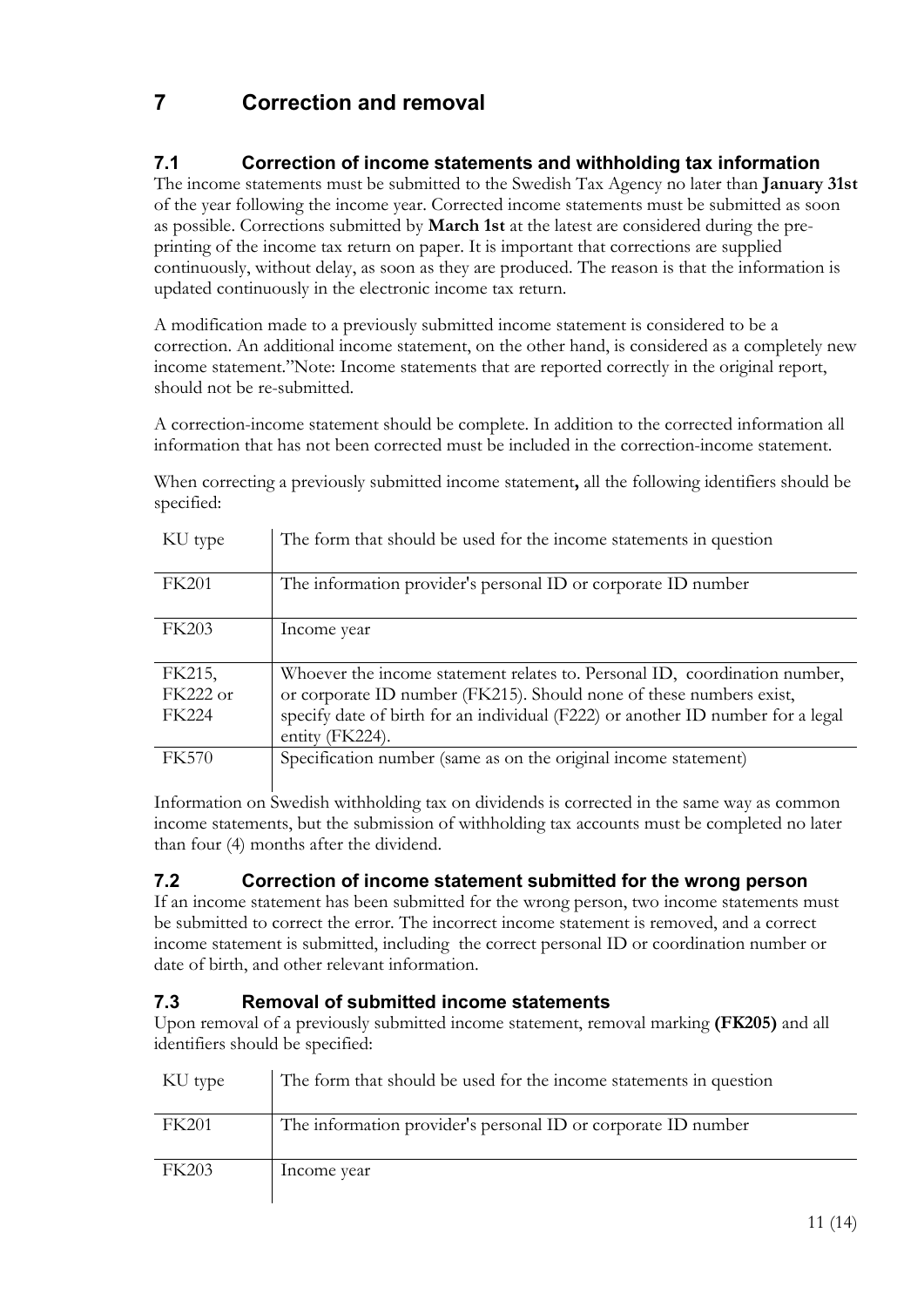# 7 Correction and removal

## 7.1 Correction of income statements and withholding tax information

The income statements must be submitted to the Swedish Tax Agency no later than **January 31st** of the year following the income year. Corrected income statements must be submitted as soon as possible. Corrections submitted by **March 1st** at the latest are considered during the pre-printing of the income tax return on paper. It is important that corrections are supplied continuously, without delay, as soon as they are produced. The reason is that the information is updated continuously in the electronic income tax return.

A modification made to a previously submitted income statement is considered to be a correction. An additional income statement, on the other hand, is considered as a completely new income statement."Note: Income statements that are reported correctly in the original report, should not be re-submitted.

A correction-income statement should be complete. In addition to the corrected information all information that has not been corrected must be included in the correction-income statement.

When correcting a previously submitted income statement**,** all the following identifiers should be specified:

| KU type | The form that should be used for the income statements in question |
|---|---|
| FK201 | The information provider's personal ID or corporate ID number |
| FK203 | Income year |
| FK215, FK222 or FK224 | Whoever the income statement relates to. Personal ID, coordination number, or corporate ID number (FK215). Should none of these numbers exist, specify date of birth for an individual (F222) or another ID number for a legal entity (FK224). |
| FK570 | Specification number (same as on the original income statement) |

Information on Swedish withholding tax on dividends is corrected in the same way as common income statements, but the submission of withholding tax accounts must be completed no later than four (4) months after the dividend.

## 7.2 Correction of income statement submitted for the wrong person

If an income statement has been submitted for the wrong person, two income statements must be submitted to correct the error. The incorrect income statement is removed, and a correct income statement is submitted, including the correct personal ID or coordination number or date of birth, and other relevant information.

## 7.3 Removal of submitted income statements

Upon removal of a previously submitted income statement, removal marking **(FK205)** and all identifiers should be specified:

| KU type | The form that should be used for the income statements in question |
|---|---|
| FK201 | The information provider's personal ID or corporate ID number |
| FK203 | Income year |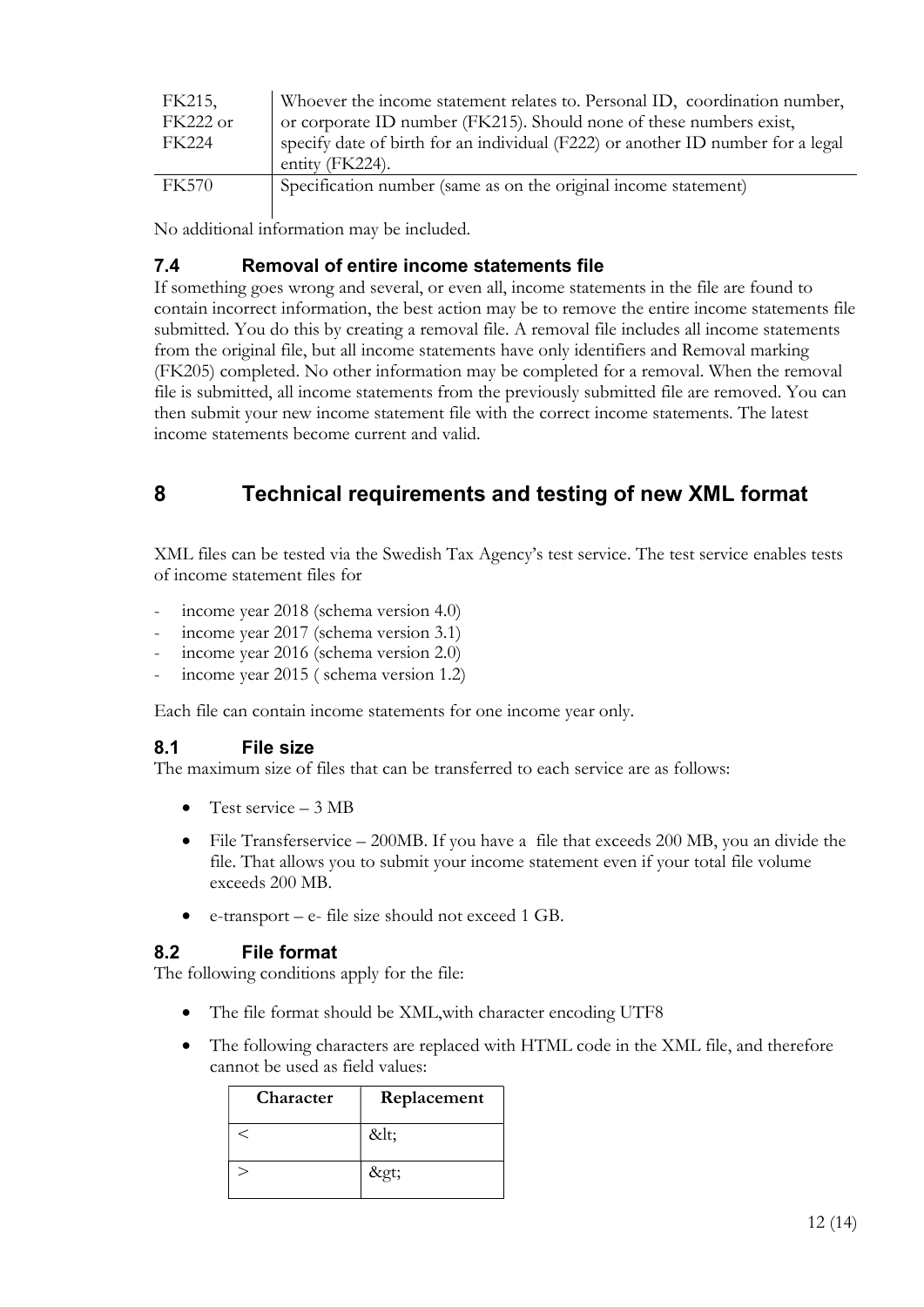| | |
|---|---|
| FK215, FK222 or FK224 | Whoever the income statement relates to. Personal ID, coordination number, or corporate ID number (FK215). Should none of these numbers exist, specify date of birth for an individual (F222) or another ID number for a legal entity (FK224). |
| FK570 | Specification number (same as on the original income statement) |

No additional information may be included.

### 7.4 Removal of entire income statements file

If something goes wrong and several, or even all, income statements in the file are found to contain incorrect information, the best action may be to remove the entire income statements file submitted. You do this by creating a removal file. A removal file includes all income statements from the original file, but all income statements have only identifiers and Removal marking (FK205) completed. No other information may be completed for a removal. When the removal file is submitted, all income statements from the previously submitted file are removed. You can then submit your new income statement file with the correct income statements. The latest income statements become current and valid.

## 8 Technical requirements and testing of new XML format

XML files can be tested via the Swedish Tax Agency's test service. The test service enables tests of income statement files for

- income year 2018 (schema version 4.0)
- income year 2017 (schema version 3.1)
- income year 2016 (schema version 2.0)
- income year 2015 ( schema version 1.2)

Each file can contain income statements for one income year only.

### 8.1 File size

The maximum size of files that can be transferred to each service are as follows:

- Test service – 3 MB
- File Transferservice – 200MB. If you have a file that exceeds 200 MB, you an divide the file. That allows you to submit your income statement even if your total file volume exceeds 200 MB.
- e-transport – e- file size should not exceed 1 GB.

### 8.2 File format

The following conditions apply for the file:

- The file format should be XML,with character encoding UTF8
- The following characters are replaced with HTML code in the XML file, and therefore cannot be used as field values:

| Character | Replacement |
|---|---|
| < | &lt; |
| > | &gt; |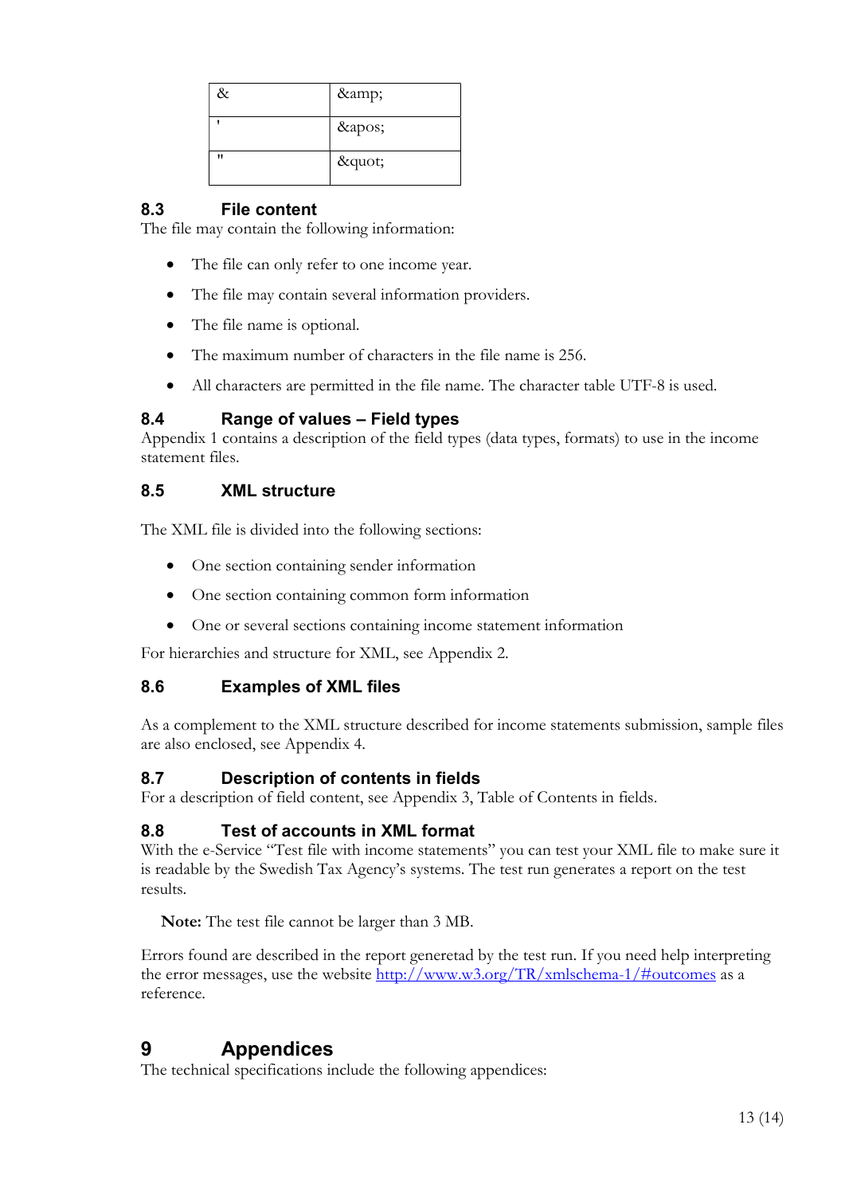| | |
|---|---|
| & | &amp; |
| ' | &apos; |
| " | &quot; |

### 8.3 File content

The file may contain the following information:

- The file can only refer to one income year.
- The file may contain several information providers.
- The file name is optional.
- The maximum number of characters in the file name is 256.
- All characters are permitted in the file name. The character table UTF-8 is used.

### 8.4 Range of values – Field types

Appendix 1 contains a description of the field types (data types, formats) to use in the income statement files.

### 8.5 XML structure

The XML file is divided into the following sections:

- One section containing sender information
- One section containing common form information
- One or several sections containing income statement information

For hierarchies and structure for XML, see Appendix 2.

### 8.6 Examples of XML files

As a complement to the XML structure described for income statements submission, sample files are also enclosed, see Appendix 4.

### 8.7 Description of contents in fields

For a description of field content, see Appendix 3, Table of Contents in fields.

### 8.8 Test of accounts in XML format

With the e-Service "Test file with income statements" you can test your XML file to make sure it is readable by the Swedish Tax Agency's systems. The test run generates a report on the test results.

**Note:** The test file cannot be larger than 3 MB.

Errors found are described in the report generetad by the test run. If you need help interpreting the error messages, use the website http://www.w3.org/TR/xmlschema-1/#outcomes as a reference.

## 9 Appendices

The technical specifications include the following appendices: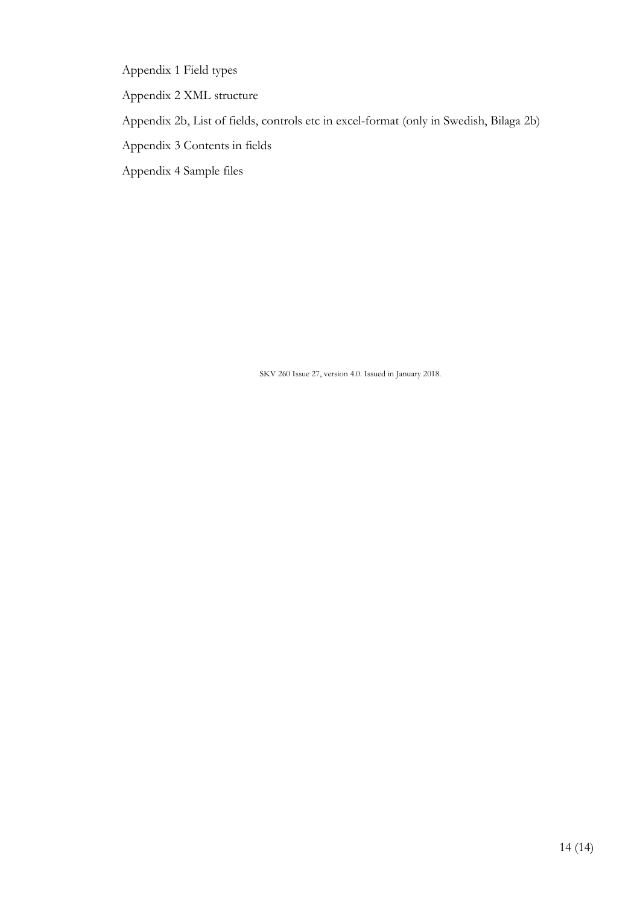Appendix 1 Field types

Appendix 2 XML structure

Appendix 2b, List of fields, controls etc in excel-format (only in Swedish, Bilaga 2b)

Appendix 3 Contents in fields

Appendix 4 Sample files

SKV 260 Issue 27, version 4.0. Issued in January 2018.